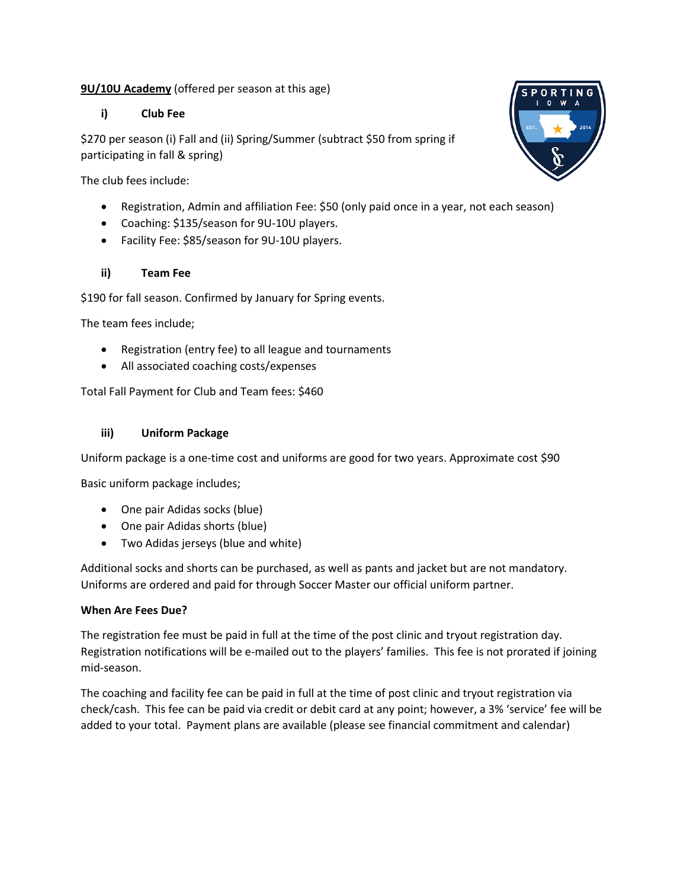**<u>9U/10U Academy</u>** (offered per season at this age)

### i) Club Fee

$270 per season (i) Fall and (ii) Spring/Summer (subtract $50 from spring if participating in fall & spring)

The club fees include:

- Registration, Admin and affiliation Fee: $50 (only paid once in a year, not each season)
- Coaching: $135/season for 9U-10U players.
- Facility Fee: $85/season for 9U-10U players.

### ii) Team Fee

$190 for fall season. Confirmed by January for Spring events.

The team fees include;

- Registration (entry fee) to all league and tournaments
- All associated coaching costs/expenses

Total Fall Payment for Club and Team fees: $460

### iii) Uniform Package

Uniform package is a one-time cost and uniforms are good for two years. Approximate cost $90

Basic uniform package includes;

- One pair Adidas socks (blue)
- One pair Adidas shorts (blue)
- Two Adidas jerseys (blue and white)

Additional socks and shorts can be purchased, as well as pants and jacket but are not mandatory. Uniforms are ordered and paid for through Soccer Master our official uniform partner.

**When Are Fees Due?**

The registration fee must be paid in full at the time of the post clinic and tryout registration day. Registration notifications will be e-mailed out to the players' families. This fee is not prorated if joining mid-season.

The coaching and facility fee can be paid in full at the time of post clinic and tryout registration via check/cash. This fee can be paid via credit or debit card at any point; however, a 3% 'service' fee will be added to your total. Payment plans are available (please see financial commitment and calendar)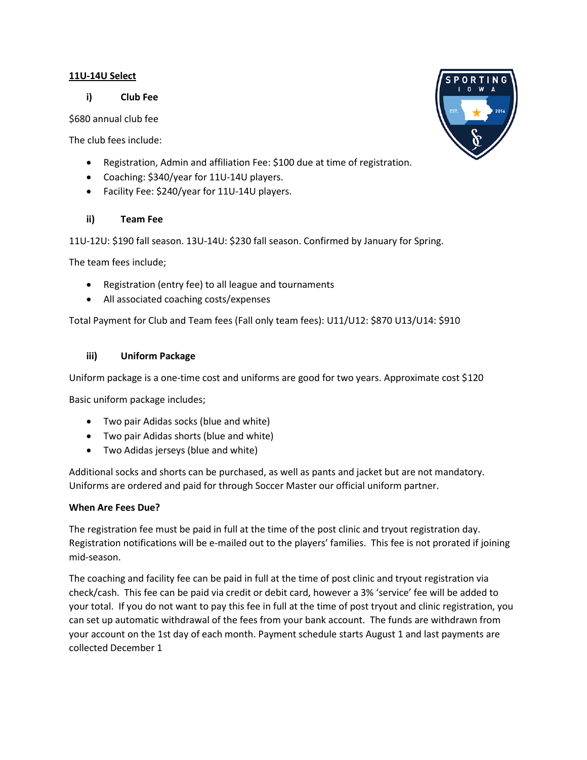## 11U-14U Select

### i) Club Fee

$680 annual club fee

The club fees include:

- Registration, Admin and affiliation Fee: $100 due at time of registration.
- Coaching: $340/year for 11U-14U players.
- Facility Fee: $240/year for 11U-14U players.

### ii) Team Fee

11U-12U: $190 fall season. 13U-14U: $230 fall season. Confirmed by January for Spring.

The team fees include;

- Registration (entry fee) to all league and tournaments
- All associated coaching costs/expenses

Total Payment for Club and Team fees (Fall only team fees): U11/U12: $870 U13/U14: $910

### iii) Uniform Package

Uniform package is a one-time cost and uniforms are good for two years. Approximate cost $120

Basic uniform package includes;

- Two pair Adidas socks (blue and white)
- Two pair Adidas shorts (blue and white)
- Two Adidas jerseys (blue and white)

Additional socks and shorts can be purchased, as well as pants and jacket but are not mandatory. Uniforms are ordered and paid for through Soccer Master our official uniform partner.

**When Are Fees Due?**

The registration fee must be paid in full at the time of the post clinic and tryout registration day. Registration notifications will be e-mailed out to the players' families. This fee is not prorated if joining mid-season.

The coaching and facility fee can be paid in full at the time of post clinic and tryout registration via check/cash. This fee can be paid via credit or debit card, however a 3% 'service' fee will be added to your total. If you do not want to pay this fee in full at the time of post tryout and clinic registration, you can set up automatic withdrawal of the fees from your bank account. The funds are withdrawn from your account on the 1st day of each month. Payment schedule starts August 1 and last payments are collected December 1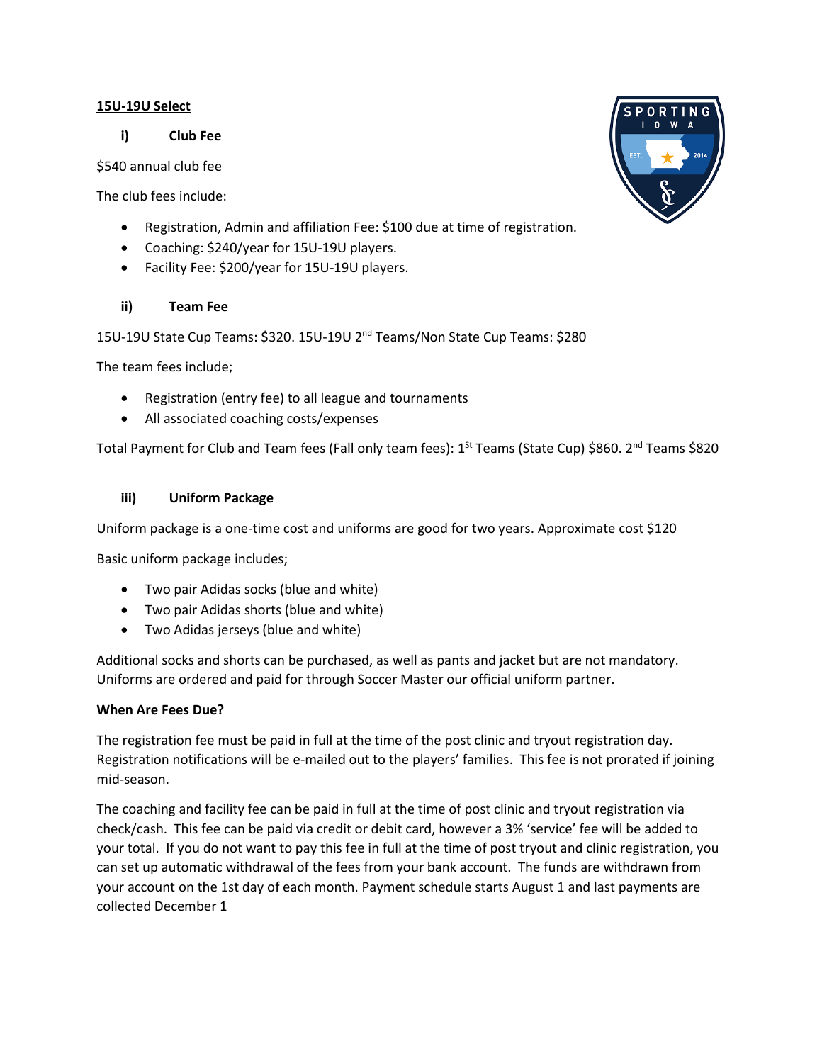**15U-19U Select**

**i) Club Fee**

$540 annual club fee

The club fees include:

- Registration, Admin and affiliation Fee: $100 due at time of registration.
- Coaching: $240/year for 15U-19U players.
- Facility Fee: $200/year for 15U-19U players.

**ii) Team Fee**

15U-19U State Cup Teams: $320. 15U-19U 2nd Teams/Non State Cup Teams: $280

The team fees include;

- Registration (entry fee) to all league and tournaments
- All associated coaching costs/expenses

Total Payment for Club and Team fees (Fall only team fees): 1St Teams (State Cup) $860. 2nd Teams $820

**iii) Uniform Package**

Uniform package is a one-time cost and uniforms are good for two years. Approximate cost $120

Basic uniform package includes;

- Two pair Adidas socks (blue and white)
- Two pair Adidas shorts (blue and white)
- Two Adidas jerseys (blue and white)

Additional socks and shorts can be purchased, as well as pants and jacket but are not mandatory. Uniforms are ordered and paid for through Soccer Master our official uniform partner.

**When Are Fees Due?**

The registration fee must be paid in full at the time of the post clinic and tryout registration day. Registration notifications will be e-mailed out to the players' families. This fee is not prorated if joining mid-season.

The coaching and facility fee can be paid in full at the time of post clinic and tryout registration via check/cash. This fee can be paid via credit or debit card, however a 3% 'service' fee will be added to your total. If you do not want to pay this fee in full at the time of post tryout and clinic registration, you can set up automatic withdrawal of the fees from your bank account. The funds are withdrawn from your account on the 1st day of each month. Payment schedule starts August 1 and last payments are collected December 1